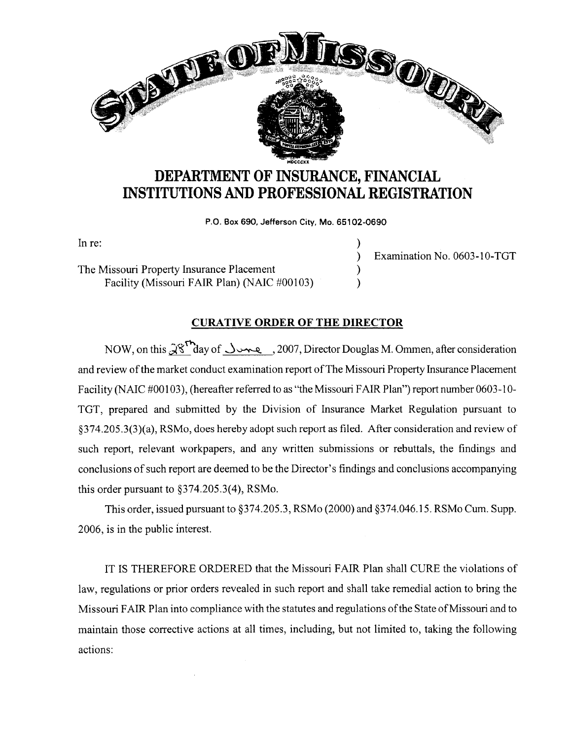# DEPARTMENT OF INSURANCE, FINANCIAL INSTITUTIONS AND PROFESSIONAL REGISTRATION

P.O. Box 690, Jefferson City, Mo. 65102-0690

In re: ) Examination No. 0603-10-TGT

The Missouri Property Insurance Placement Facility (Missouri FAIR Plan) (NAIC #00103)

## CURATIVE ORDER OF THE DIRECTOR

NOW, on this 28th day of June, 2007, Director Douglas M. Ommen, after consideration and review of the market conduct examination report of The Missouri Property Insurance Placement Facility (NAIC #00103), (hereafter referred to as "the Missouri FAIR Plan") report number 0603-10-TGT, prepared and submitted by the Division of Insurance Market Regulation pursuant to §374.205.3(3)(a), RSMo, does hereby adopt such report as filed. After consideration and review of such report, relevant workpapers, and any written submissions or rebuttals, the findings and conclusions of such report are deemed to be the Director's findings and conclusions accompanying this order pursuant to §374.205.3(4), RSMo.

This order, issued pursuant to §374.205.3, RSMo (2000) and §374.046.15. RSMo Cum. Supp. 2006, is in the public interest.

IT IS THEREFORE ORDERED that the Missouri FAIR Plan shall CURE the violations of law, regulations or prior orders revealed in such report and shall take remedial action to bring the Missouri FAIR Plan into compliance with the statutes and regulations of the State of Missouri and to maintain those corrective actions at all times, including, but not limited to, taking the following actions: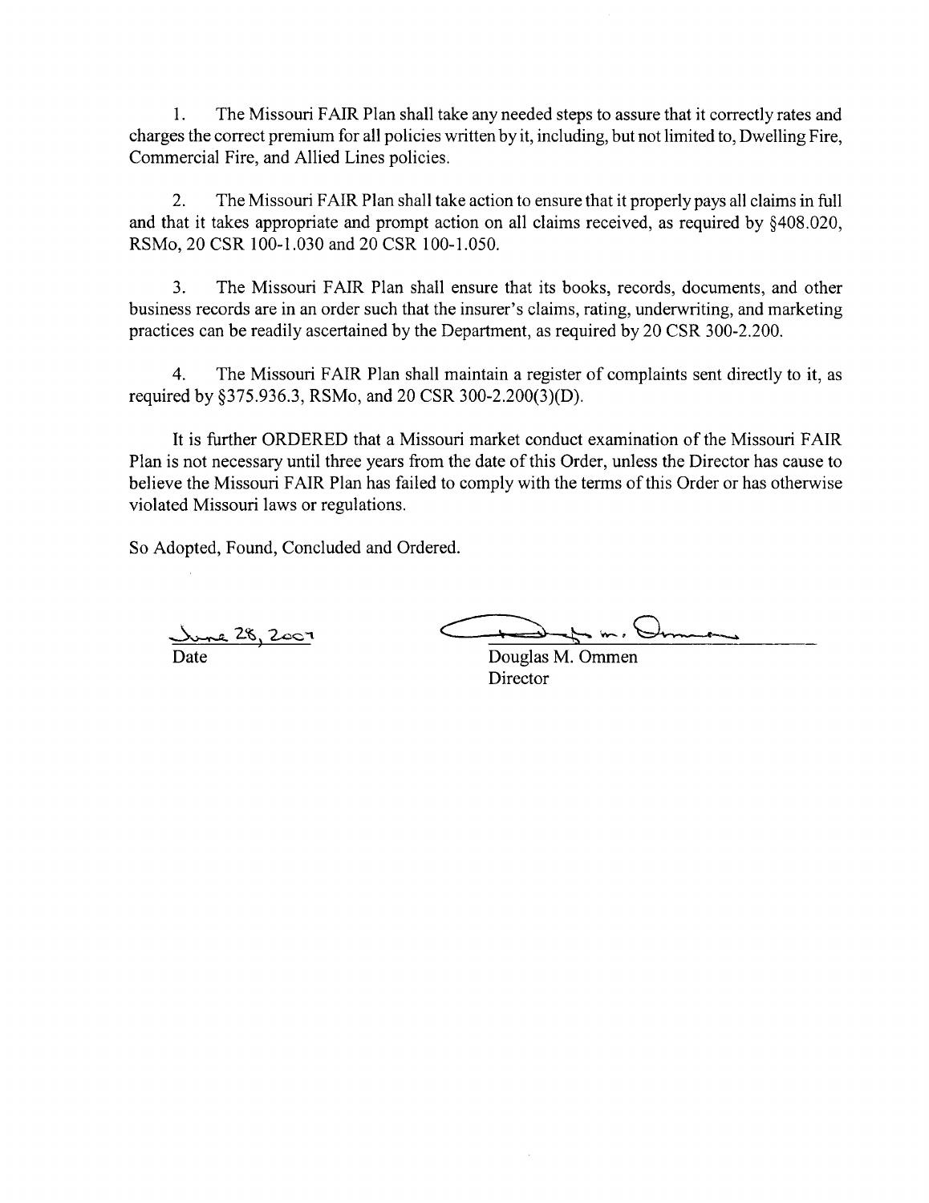1. The Missouri FAIR Plan shall take any needed steps to assure that it correctly rates and charges the correct premium for all policies written by it, including, but not limited to, Dwelling Fire, Commercial Fire, and Allied Lines policies.

2. The Missouri FAIR Plan shall take action to ensure that it properly pays all claims in full and that it takes appropriate and prompt action on all claims received, as required by §408.020, RSMo, 20 CSR 100-1.030 and 20 CSR 100-1.050.

3. The Missouri FAIR Plan shall ensure that its books, records, documents, and other business records are in an order such that the insurer's claims, rating, underwriting, and marketing practices can be readily ascertained by the Department, as required by 20 CSR 300-2.200.

4. The Missouri FAIR Plan shall maintain a register of complaints sent directly to it, as required by §375.936.3, RSMo, and 20 CSR 300-2.200(3)(D).

It is further ORDERED that a Missouri market conduct examination of the Missouri FAIR Plan is not necessary until three years from the date of this Order, unless the Director has cause to believe the Missouri FAIR Plan has failed to comply with the terms of this Order or has otherwise violated Missouri laws or regulations.

So Adopted, Found, Concluded and Ordered.

June 28, 2007
Date

Douglas M. Ommen
Director